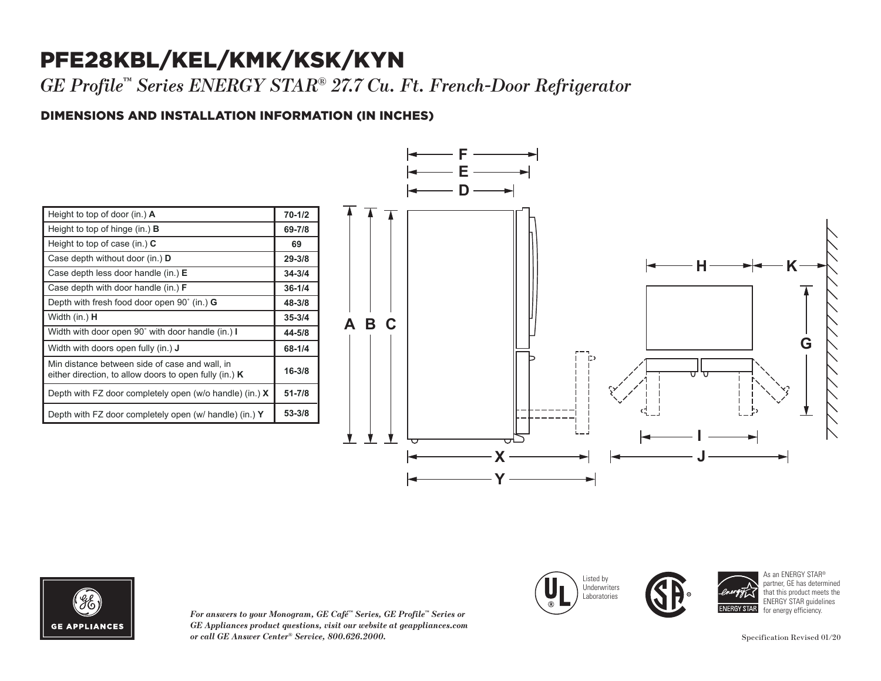# PFE28KBL/KEL/KMK/KSK/KYN

*GE Profile™ Series ENERGY STAR® 27.7 Cu. Ft. French-Door Refrigerator*

## DIMENSIONS AND INSTALLATION INFORMATION (IN INCHES)

| Dimension | Value |
| --- | --- |
| Height to top of door (in.) **A** | **70-1/2** |
| Height to top of hinge (in.) **B** | **69-7/8** |
| Height to top of case (in.) **C** | **69** |
| Case depth without door (in.) **D** | **29-3/8** |
| Case depth less door handle (in.) **E** | **34-3/4** |
| Case depth with door handle (in.) **F** | **36-1/4** |
| Depth with fresh food door open 90˚ (in.) **G** | **48-3/8** |
| Width (in.) **H** | **35-3/4** |
| Width with door open 90˚ with door handle (in.) **I** | **44-5/8** |
| Width with doors open fully (in.) **J** | **68-1/4** |
| Min distance between side of case and wall, in either direction, to allow doors to open fully (in.) **K** | **16-3/8** |
| Depth with FZ door completely open (w/o handle) (in.) **X** | **51-7/8** |
| Depth with FZ door completely open (w/ handle) (in.) **Y** | **53-3/8** |

*For answers to your Monogram, GE Café™ Series, GE Profile™ Series or GE Appliances product questions, visit our website at geappliances.com or call GE Answer Center® Service, 800.626.2000.*

Listed by Underwriters Laboratories

As an ENERGY STAR® partner, GE has determined that this product meets the ENERGY STAR guidelines for energy efficiency.

Specification Revised 01/20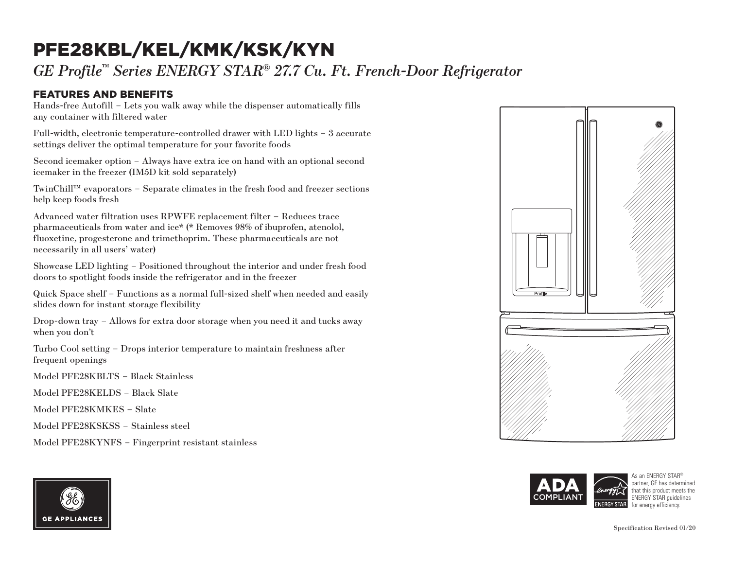# PFE28KBL/KEL/KMK/KSK/KYN

*GE Profile™ Series ENERGY STAR® 27.7 Cu. Ft. French-Door Refrigerator*

## FEATURES AND BENEFITS

Hands-free Autofill – Lets you walk away while the dispenser automatically fills any container with filtered water

Full-width, electronic temperature-controlled drawer with LED lights – 3 accurate settings deliver the optimal temperature for your favorite foods

Second icemaker option – Always have extra ice on hand with an optional second icemaker in the freezer (IM5D kit sold separately)

TwinChill™ evaporators – Separate climates in the fresh food and freezer sections help keep foods fresh

Advanced water filtration uses RPWFE replacement filter – Reduces trace pharmaceuticals from water and ice* (* Removes 98% of ibuprofen, atenolol, fluoxetine, progesterone and trimethoprim. These pharmaceuticals are not necessarily in all users' water)

Showcase LED lighting – Positioned throughout the interior and under fresh food doors to spotlight foods inside the refrigerator and in the freezer

Quick Space shelf – Functions as a normal full-sized shelf when needed and easily slides down for instant storage flexibility

Drop-down tray – Allows for extra door storage when you need it and tucks away when you don't

Turbo Cool setting – Drops interior temperature to maintain freshness after frequent openings

Model PFE28KBLTS – Black Stainless

Model PFE28KELDS – Black Slate

Model PFE28KMKES – Slate

Model PFE28KSKSS – Stainless steel

Model PFE28KYNFS – Fingerprint resistant stainless

GE APPLIANCES

ADA COMPLIANT

As an ENERGY STAR® partner, GE has determined that this product meets the ENERGY STAR guidelines for energy efficiency.

Specification Revised 01/20